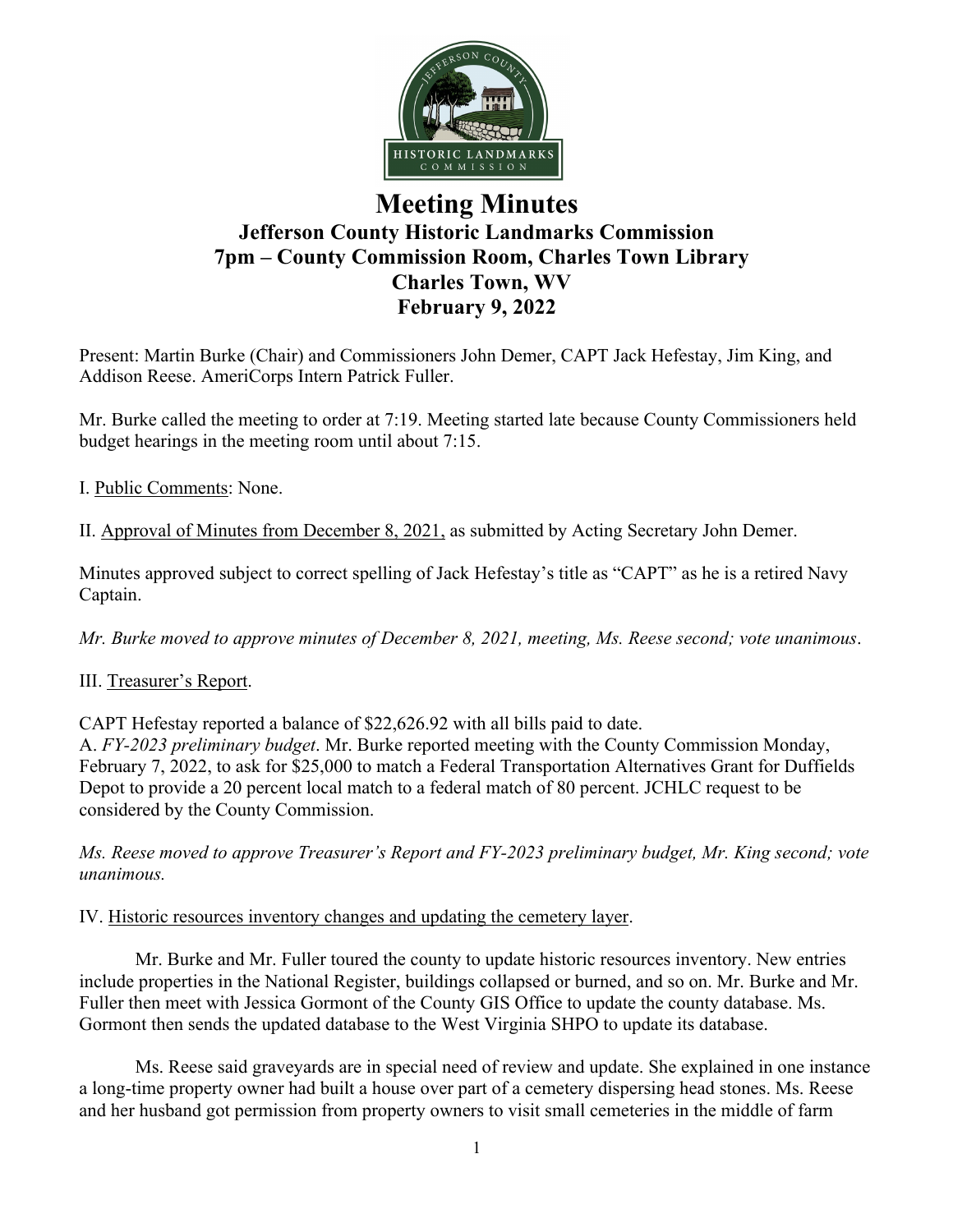# Meeting Minutes

## Jefferson County Historic Landmarks Commission
## 7pm – County Commission Room, Charles Town Library
## Charles Town, WV
## February 9, 2022

Present: Martin Burke (Chair) and Commissioners John Demer, CAPT Jack Hefestay, Jim King, and Addison Reese. AmeriCorps Intern Patrick Fuller.

Mr. Burke called the meeting to order at 7:19. Meeting started late because County Commissioners held budget hearings in the meeting room until about 7:15.

I. Public Comments: None.

II. Approval of Minutes from December 8, 2021, as submitted by Acting Secretary John Demer.

Minutes approved subject to correct spelling of Jack Hefestay's title as "CAPT" as he is a retired Navy Captain.

*Mr. Burke moved to approve minutes of December 8, 2021, meeting, Ms. Reese second; vote unanimous*.

III. Treasurer's Report.

CAPT Hefestay reported a balance of $22,626.92 with all bills paid to date.

A. *FY-2023 preliminary budget*. Mr. Burke reported meeting with the County Commission Monday, February 7, 2022, to ask for $25,000 to match a Federal Transportation Alternatives Grant for Duffields Depot to provide a 20 percent local match to a federal match of 80 percent. JCHLC request to be considered by the County Commission.

*Ms. Reese moved to approve Treasurer's Report and FY-2023 preliminary budget, Mr. King second; vote unanimous.*

IV. Historic resources inventory changes and updating the cemetery layer.

Mr. Burke and Mr. Fuller toured the county to update historic resources inventory. New entries include properties in the National Register, buildings collapsed or burned, and so on. Mr. Burke and Mr. Fuller then meet with Jessica Gormont of the County GIS Office to update the county database. Ms. Gormont then sends the updated database to the West Virginia SHPO to update its database.

Ms. Reese said graveyards are in special need of review and update. She explained in one instance a long-time property owner had built a house over part of a cemetery dispersing head stones. Ms. Reese and her husband got permission from property owners to visit small cemeteries in the middle of farm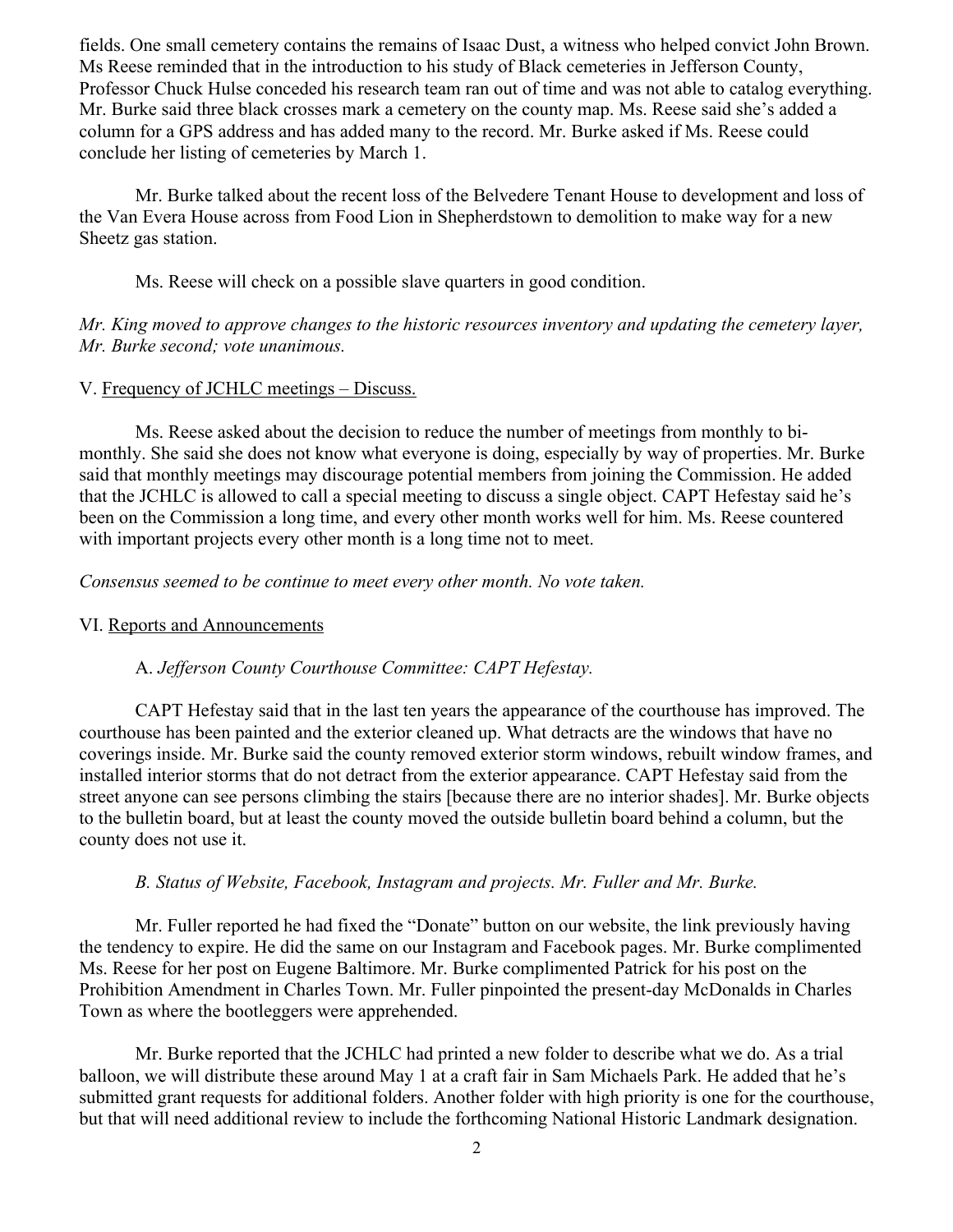fields. One small cemetery contains the remains of Isaac Dust, a witness who helped convict John Brown. Ms Reese reminded that in the introduction to his study of Black cemeteries in Jefferson County, Professor Chuck Hulse conceded his research team ran out of time and was not able to catalog everything. Mr. Burke said three black crosses mark a cemetery on the county map. Ms. Reese said she's added a column for a GPS address and has added many to the record. Mr. Burke asked if Ms. Reese could conclude her listing of cemeteries by March 1.

Mr. Burke talked about the recent loss of the Belvedere Tenant House to development and loss of the Van Evera House across from Food Lion in Shepherdstown to demolition to make way for a new Sheetz gas station.

Ms. Reese will check on a possible slave quarters in good condition.

*Mr. King moved to approve changes to the historic resources inventory and updating the cemetery layer, Mr. Burke second; vote unanimous.*

V. <u>Frequency of JCHLC meetings – Discuss.</u>

Ms. Reese asked about the decision to reduce the number of meetings from monthly to bi-monthly. She said she does not know what everyone is doing, especially by way of properties. Mr. Burke said that monthly meetings may discourage potential members from joining the Commission. He added that the JCHLC is allowed to call a special meeting to discuss a single object. CAPT Hefestay said he's been on the Commission a long time, and every other month works well for him. Ms. Reese countered with important projects every other month is a long time not to meet.

*Consensus seemed to be continue to meet every other month. No vote taken.*

VI. <u>Reports and Announcements</u>

A. *Jefferson County Courthouse Committee: CAPT Hefestay.*

CAPT Hefestay said that in the last ten years the appearance of the courthouse has improved. The courthouse has been painted and the exterior cleaned up. What detracts are the windows that have no coverings inside. Mr. Burke said the county removed exterior storm windows, rebuilt window frames, and installed interior storms that do not detract from the exterior appearance. CAPT Hefestay said from the street anyone can see persons climbing the stairs [because there are no interior shades]. Mr. Burke objects to the bulletin board, but at least the county moved the outside bulletin board behind a column, but the county does not use it.

*B. Status of Website, Facebook, Instagram and projects. Mr. Fuller and Mr. Burke.*

Mr. Fuller reported he had fixed the "Donate" button on our website, the link previously having the tendency to expire. He did the same on our Instagram and Facebook pages. Mr. Burke complimented Ms. Reese for her post on Eugene Baltimore. Mr. Burke complimented Patrick for his post on the Prohibition Amendment in Charles Town. Mr. Fuller pinpointed the present-day McDonalds in Charles Town as where the bootleggers were apprehended.

Mr. Burke reported that the JCHLC had printed a new folder to describe what we do. As a trial balloon, we will distribute these around May 1 at a craft fair in Sam Michaels Park. He added that he's submitted grant requests for additional folders. Another folder with high priority is one for the courthouse, but that will need additional review to include the forthcoming National Historic Landmark designation.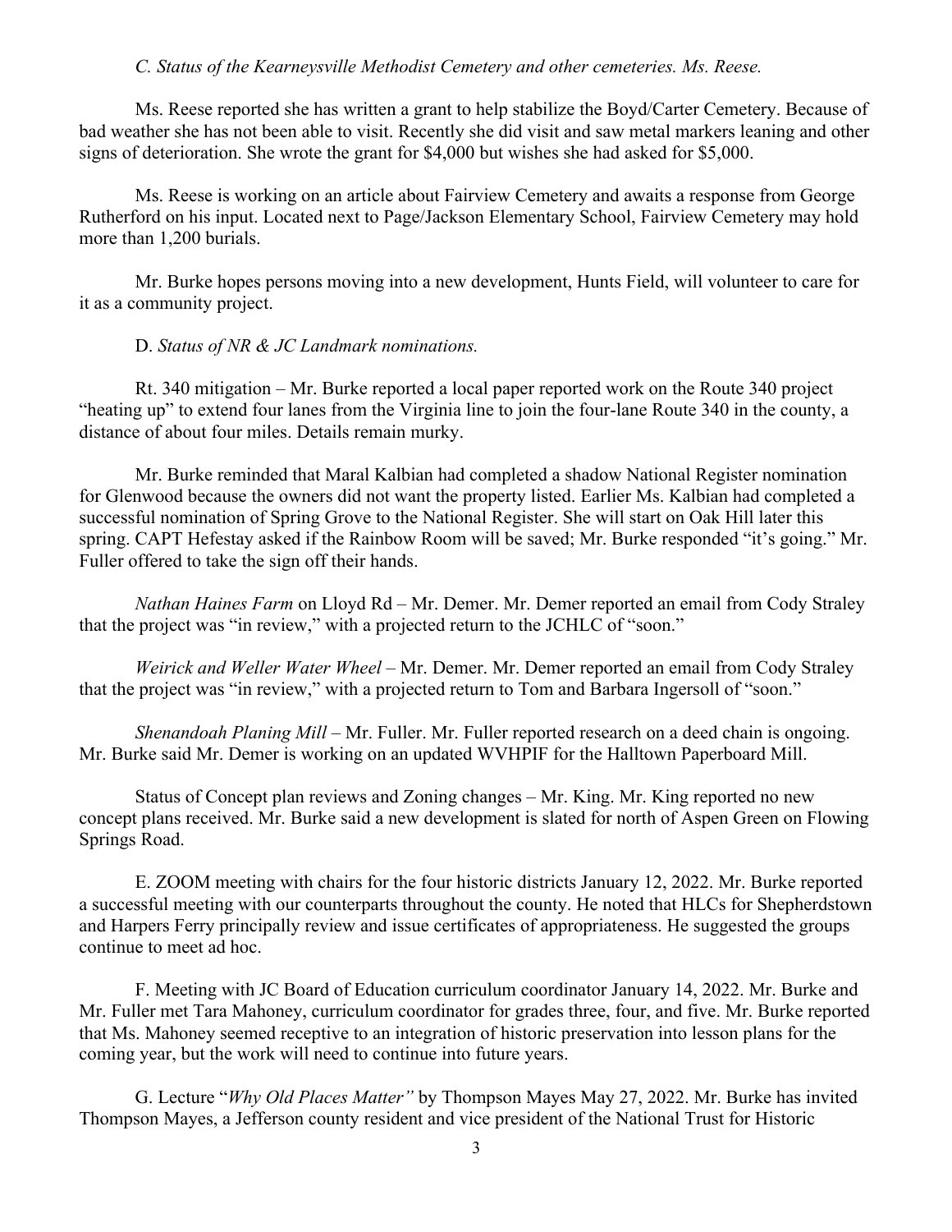*C. Status of the Kearneysville Methodist Cemetery and other cemeteries. Ms. Reese.*

Ms. Reese reported she has written a grant to help stabilize the Boyd/Carter Cemetery. Because of bad weather she has not been able to visit. Recently she did visit and saw metal markers leaning and other signs of deterioration. She wrote the grant for $4,000 but wishes she had asked for $5,000.

Ms. Reese is working on an article about Fairview Cemetery and awaits a response from George Rutherford on his input. Located next to Page/Jackson Elementary School, Fairview Cemetery may hold more than 1,200 burials.

Mr. Burke hopes persons moving into a new development, Hunts Field, will volunteer to care for it as a community project.

D. *Status of NR & JC Landmark nominations.*

Rt. 340 mitigation – Mr. Burke reported a local paper reported work on the Route 340 project "heating up" to extend four lanes from the Virginia line to join the four-lane Route 340 in the county, a distance of about four miles. Details remain murky.

Mr. Burke reminded that Maral Kalbian had completed a shadow National Register nomination for Glenwood because the owners did not want the property listed. Earlier Ms. Kalbian had completed a successful nomination of Spring Grove to the National Register. She will start on Oak Hill later this spring. CAPT Hefestay asked if the Rainbow Room will be saved; Mr. Burke responded "it's going." Mr. Fuller offered to take the sign off their hands.

*Nathan Haines Farm* on Lloyd Rd – Mr. Demer. Mr. Demer reported an email from Cody Straley that the project was "in review," with a projected return to the JCHLC of "soon."

*Weirick and Weller Water Wheel* – Mr. Demer. Mr. Demer reported an email from Cody Straley that the project was "in review," with a projected return to Tom and Barbara Ingersoll of "soon."

*Shenandoah Planing Mill* – Mr. Fuller. Mr. Fuller reported research on a deed chain is ongoing. Mr. Burke said Mr. Demer is working on an updated WVHPIF for the Halltown Paperboard Mill.

Status of Concept plan reviews and Zoning changes – Mr. King. Mr. King reported no new concept plans received. Mr. Burke said a new development is slated for north of Aspen Green on Flowing Springs Road.

E. ZOOM meeting with chairs for the four historic districts January 12, 2022. Mr. Burke reported a successful meeting with our counterparts throughout the county. He noted that HLCs for Shepherdstown and Harpers Ferry principally review and issue certificates of appropriateness. He suggested the groups continue to meet ad hoc.

F. Meeting with JC Board of Education curriculum coordinator January 14, 2022. Mr. Burke and Mr. Fuller met Tara Mahoney, curriculum coordinator for grades three, four, and five. Mr. Burke reported that Ms. Mahoney seemed receptive to an integration of historic preservation into lesson plans for the coming year, but the work will need to continue into future years.

G. Lecture "*Why Old Places Matter"* by Thompson Mayes May 27, 2022. Mr. Burke has invited Thompson Mayes, a Jefferson county resident and vice president of the National Trust for Historic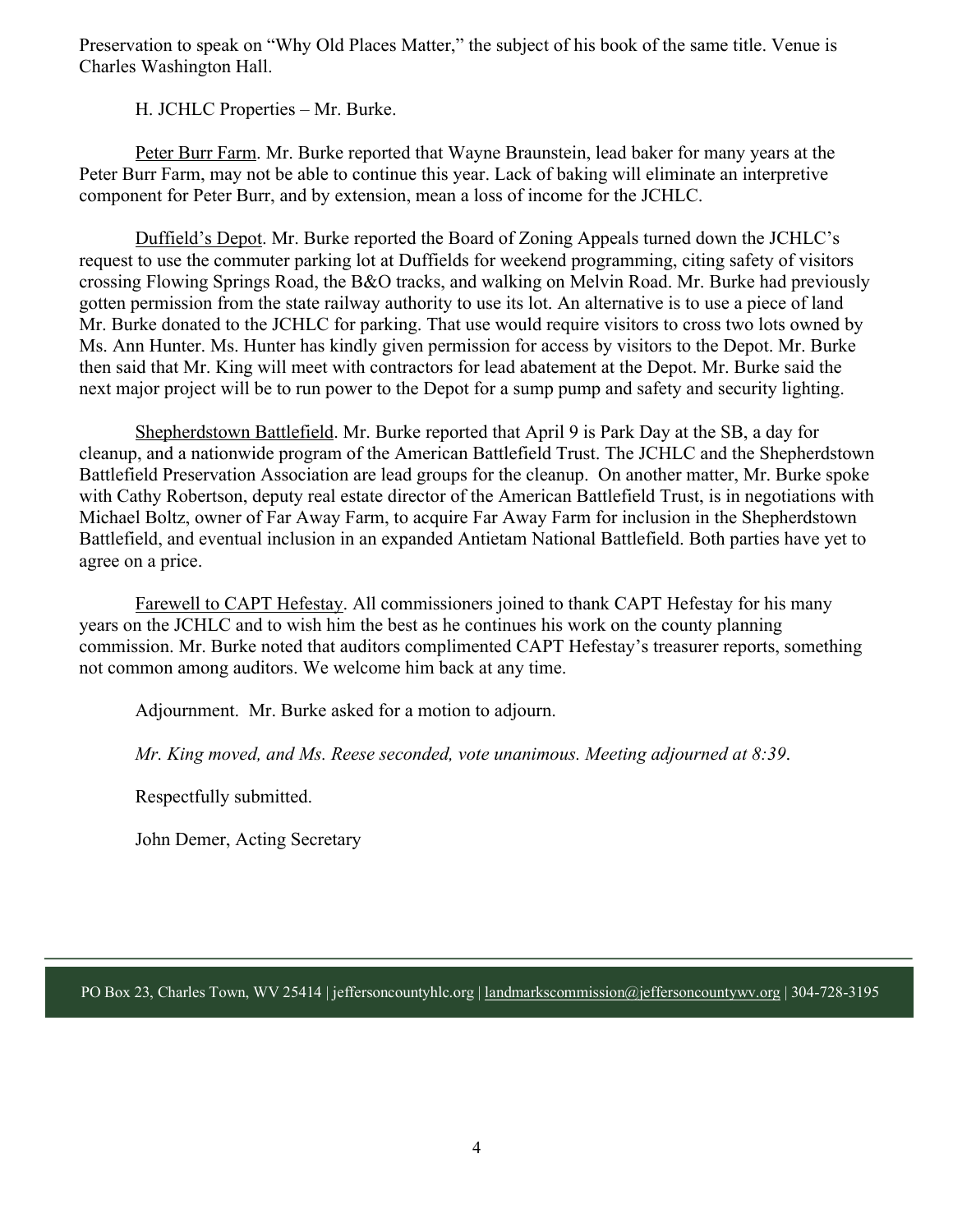Preservation to speak on "Why Old Places Matter," the subject of his book of the same title. Venue is Charles Washington Hall.

H. JCHLC Properties – Mr. Burke.

Peter Burr Farm. Mr. Burke reported that Wayne Braunstein, lead baker for many years at the Peter Burr Farm, may not be able to continue this year. Lack of baking will eliminate an interpretive component for Peter Burr, and by extension, mean a loss of income for the JCHLC.

Duffield's Depot. Mr. Burke reported the Board of Zoning Appeals turned down the JCHLC's request to use the commuter parking lot at Duffields for weekend programming, citing safety of visitors crossing Flowing Springs Road, the B&O tracks, and walking on Melvin Road. Mr. Burke had previously gotten permission from the state railway authority to use its lot. An alternative is to use a piece of land Mr. Burke donated to the JCHLC for parking. That use would require visitors to cross two lots owned by Ms. Ann Hunter. Ms. Hunter has kindly given permission for access by visitors to the Depot. Mr. Burke then said that Mr. King will meet with contractors for lead abatement at the Depot. Mr. Burke said the next major project will be to run power to the Depot for a sump pump and safety and security lighting.

Shepherdstown Battlefield. Mr. Burke reported that April 9 is Park Day at the SB, a day for cleanup, and a nationwide program of the American Battlefield Trust. The JCHLC and the Shepherdstown Battlefield Preservation Association are lead groups for the cleanup. On another matter, Mr. Burke spoke with Cathy Robertson, deputy real estate director of the American Battlefield Trust, is in negotiations with Michael Boltz, owner of Far Away Farm, to acquire Far Away Farm for inclusion in the Shepherdstown Battlefield, and eventual inclusion in an expanded Antietam National Battlefield. Both parties have yet to agree on a price.

Farewell to CAPT Hefestay. All commissioners joined to thank CAPT Hefestay for his many years on the JCHLC and to wish him the best as he continues his work on the county planning commission. Mr. Burke noted that auditors complimented CAPT Hefestay's treasurer reports, something not common among auditors. We welcome him back at any time.

Adjournment. Mr. Burke asked for a motion to adjourn.

*Mr. King moved, and Ms. Reese seconded, vote unanimous. Meeting adjourned at 8:39.*

Respectfully submitted.

John Demer, Acting Secretary

PO Box 23, Charles Town, WV 25414 | jeffersoncountyhlc.org | landmarkscommission@jeffersoncountywv.org | 304-728-3195